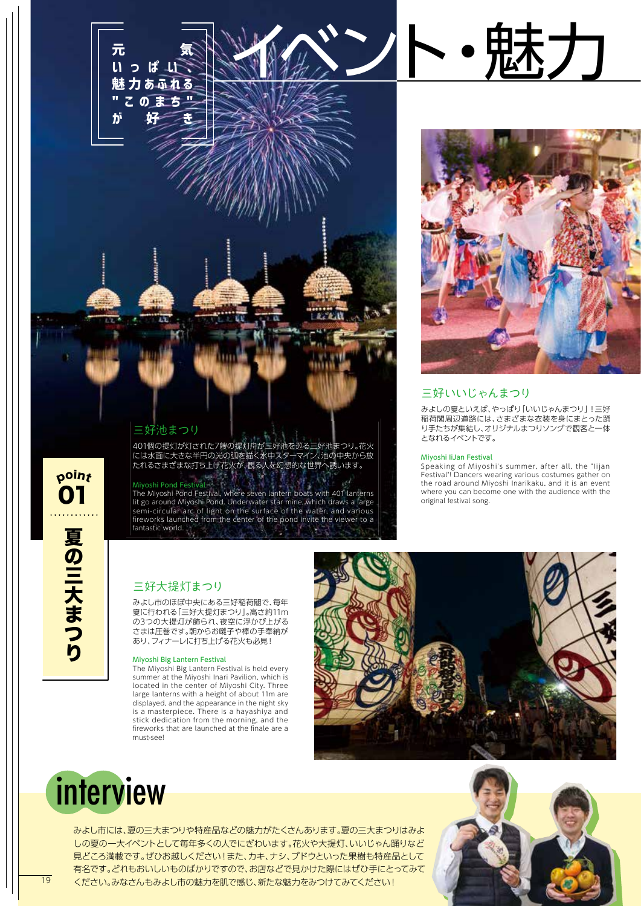# イベント・魅力

元気いっぱい、魅力あふれる"このまち"が好き

## point 01 夏の三大まつり

### 三好池まつり

401個の提灯が灯された7艘の提灯舟が三好池を巡る三好池まつり。花火には水面に大きな半円の光の弧を描く水中スターマイン、池の中央から放たれるさまざまな打ち上げ花火が、観る人を幻想的な世界へ誘います。

**Miyoshi Pond Festival**

The Miyoshi Pond Festival, where seven lantern boats with 401 lanterns lit go around Miyoshi Pond. Underwater star mine, which draws a large semi-circular arc of light on the surface of the water, and various fireworks launched from the center of the pond invite the viewer to a fantastic world.

### 三好いいじゃんまつり

みよしの夏といえば、やっぱり「いいじゃんまつり」！三好稲荷閣周辺道路には、さまざまな衣装を身にまとった踊り手たちが集結し、オリジナルまつりソングで観客と一体となれるイベントです。

**Miyoshi IiJan Festival**

Speaking of Miyoshi's summer, after all, the "Iijan Festival"! Dancers wearing various costumes gather on the road around Miyoshi Inarikaku, and it is an event where you can become one with the audience with the original festival song.

### 三好大提灯まつり

みよし市のほぼ中央にある三好稲荷閣で、毎年夏に行われる「三好大提灯まつり」。高さ約11mの3つの大提灯が飾られ、夜空に浮かび上がるさまは圧巻です。朝からお囃子や棒の手奉納があり、フィナーレに打ち上げる花火も必見！

**Miyoshi Big Lantern Festival**

The Miyoshi Big Lantern Festival is held every summer at the Miyoshi Inari Pavilion, which is located in the center of Miyoshi City. Three large lanterns with a height of about 11m are displayed, and the appearance in the night sky is a masterpiece. There is a hayashiya and stick dedication from the morning, and the fireworks that are launched at the finale are a must-see!

## interview

みよし市には、夏の三大まつりや特産品などの魅力がたくさんあります。夏の三大まつりはみよしの夏の一大イベントとして毎年多くの人でにぎわいます。花火や大提灯、いいじゃん踊りなど見どころ満載です。ぜひお越しください！また、カキ、ナシ、ブドウといった果樹も特産品として有名です。どれもおいしいものばかりですので、お店などで見かけた際にはぜひ手にとってみてください。みなさんもみよし市の魅力を肌で感じ、新たな魅力をみつけてみてください！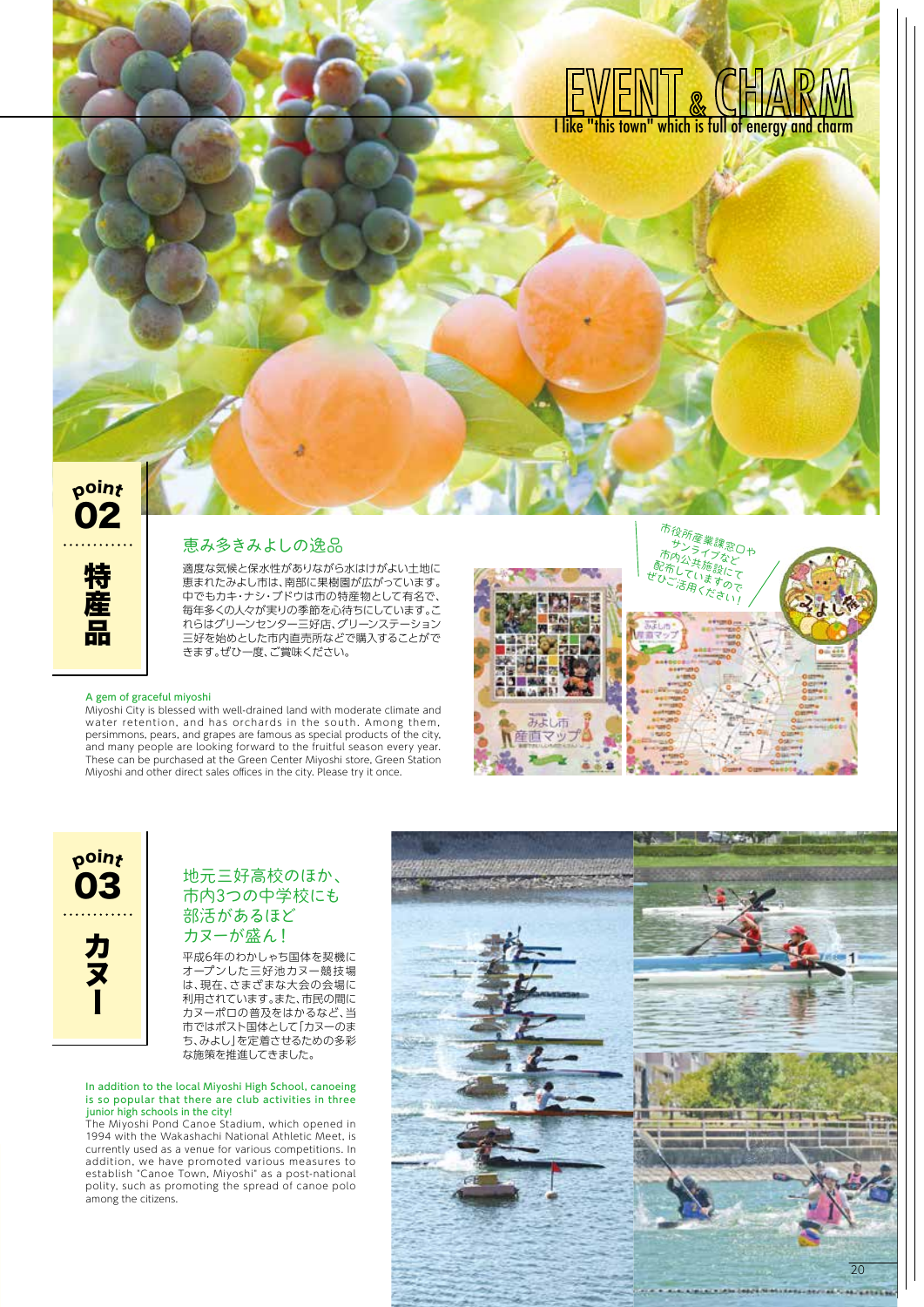# EVENT & CHARM

I like "this town" which is full of energy and charm

## point 02 特産品

### 恵み多きみよしの逸品

適度な気候と保水性がありながら水はけがよい土地に恵まれたみよし市は、南部に果樹園が広がっています。中でもカキ・ナシ・ブドウは市の特産物として有名で、毎年多くの人々が実りの季節を心待ちにしています。これらはグリーンセンター三好店、グリーンステーション三好を始めとした市内直売所などで購入することができます。ぜひ一度、ご賞味ください。

**A gem of graceful miyoshi**

Miyoshi City is blessed with well-drained land with moderate climate and water retention, and has orchards in the south. Among them, persimmons, pears, and grapes are famous as special products of the city, and many people are looking forward to the fruitful season every year. These can be purchased at the Green Center Miyoshi store, Green Station Miyoshi and other direct sales offices in the city. Please try it once.

市役所産業課窓口やサンライブなど市内公共施設にて配布していますので ぜひご活用ください!

## point 03 カヌー

### 地元三好高校のほか、市内3つの中学校にも部活があるほどカヌーが盛ん!

平成6年のわかしゃち国体を契機にオープンした三好池カヌー競技場は、現在、さまざまな大会の会場に利用されています。また、市民の間にカヌーポロの普及をはかるなど、当市ではポスト国体として「カヌーのまち、みよし」を定着させるための多彩な施策を推進してきました。

**In addition to the local Miyoshi High School, canoeing is so popular that there are club activities in three junior high schools in the city!**

The Miyoshi Pond Canoe Stadium, which opened in 1994 with the Wakashachi National Athletic Meet, is currently used as a venue for various competitions. In addition, we have promoted various measures to establish "Canoe Town, Miyoshi" as a post-national polity, such as promoting the spread of canoe polo among the citizens.